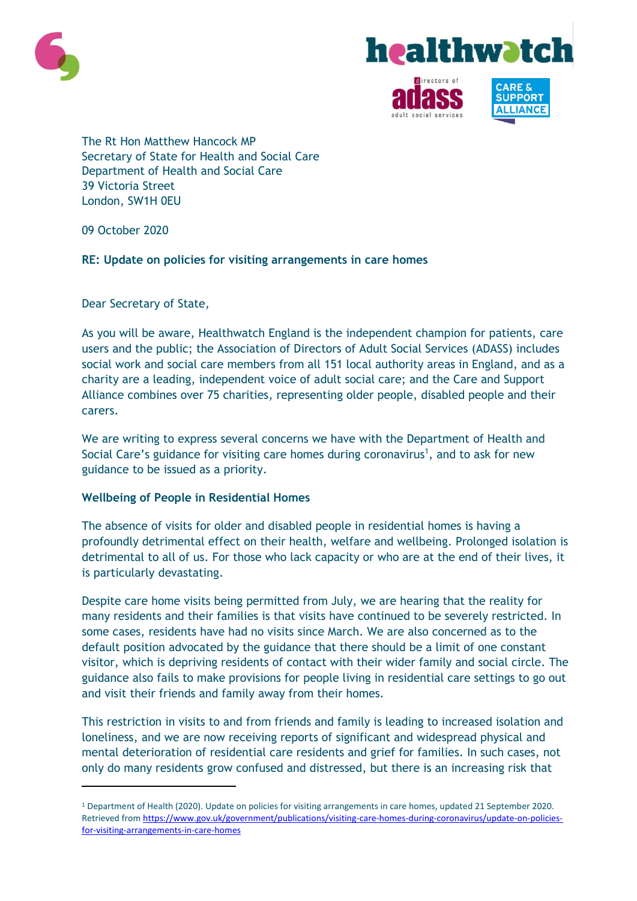The Rt Hon Matthew Hancock MP
Secretary of State for Health and Social Care
Department of Health and Social Care
39 Victoria Street
London, SW1H 0EU

09 October 2020

**RE: Update on policies for visiting arrangements in care homes**

Dear Secretary of State,

As you will be aware, Healthwatch England is the independent champion for patients, care users and the public; the Association of Directors of Adult Social Services (ADASS) includes social work and social care members from all 151 local authority areas in England, and as a charity are a leading, independent voice of adult social care; and the Care and Support Alliance combines over 75 charities, representing older people, disabled people and their carers.

We are writing to express several concerns we have with the Department of Health and Social Care's guidance for visiting care homes during coronavirus[1], and to ask for new guidance to be issued as a priority.

**Wellbeing of People in Residential Homes**

The absence of visits for older and disabled people in residential homes is having a profoundly detrimental effect on their health, welfare and wellbeing. Prolonged isolation is detrimental to all of us. For those who lack capacity or who are at the end of their lives, it is particularly devastating.

Despite care home visits being permitted from July, we are hearing that the reality for many residents and their families is that visits have continued to be severely restricted. In some cases, residents have had no visits since March. We are also concerned as to the default position advocated by the guidance that there should be a limit of one constant visitor, which is depriving residents of contact with their wider family and social circle. The guidance also fails to make provisions for people living in residential care settings to go out and visit their friends and family away from their homes.

This restriction in visits to and from friends and family is leading to increased isolation and loneliness, and we are now receiving reports of significant and widespread physical and mental deterioration of residential care residents and grief for families. In such cases, not only do many residents grow confused and distressed, but there is an increasing risk that

---

[1] Department of Health (2020). Update on policies for visiting arrangements in care homes, updated 21 September 2020. Retrieved from https://www.gov.uk/government/publications/visiting-care-homes-during-coronavirus/update-on-policies-for-visiting-arrangements-in-care-homes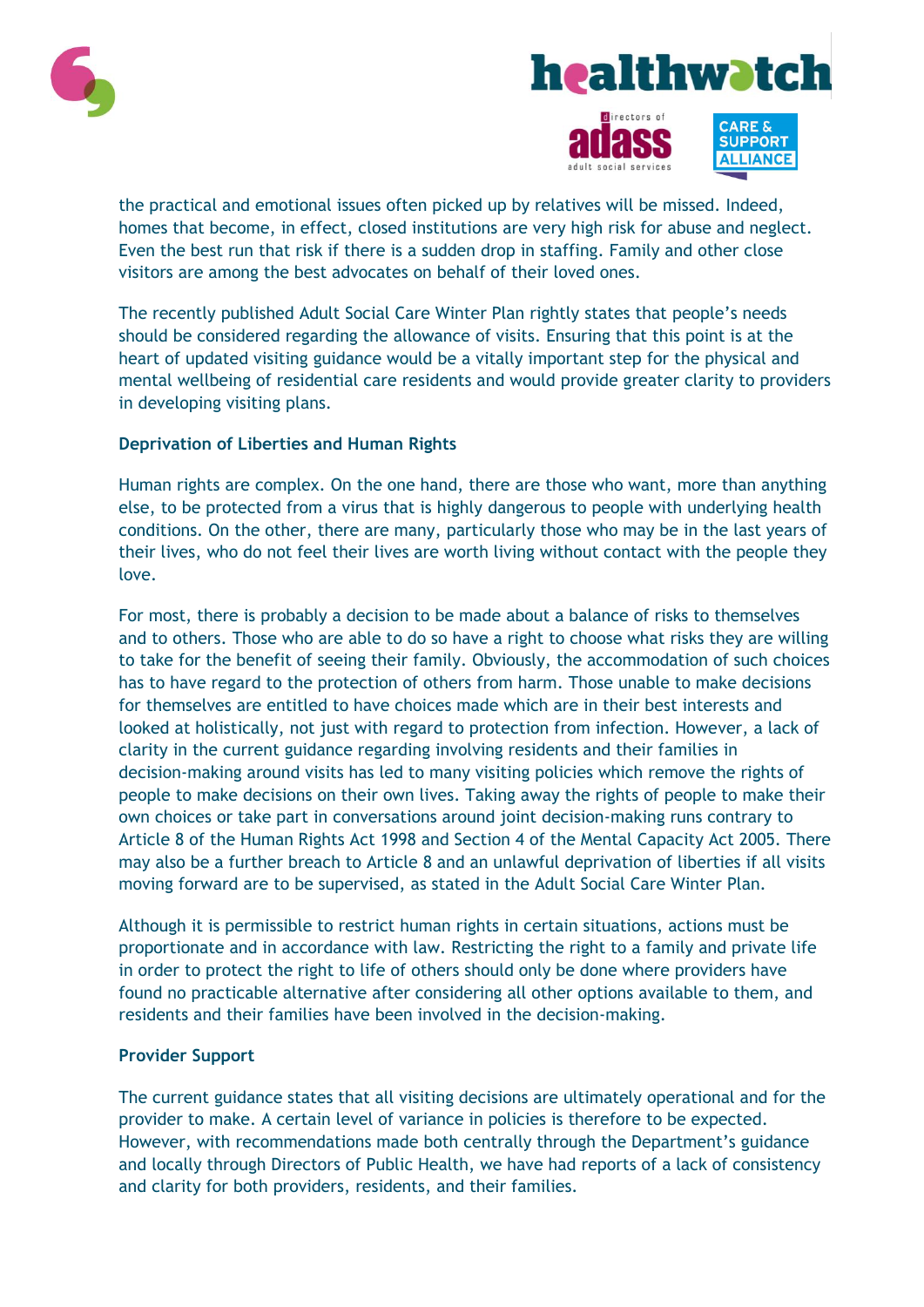the practical and emotional issues often picked up by relatives will be missed. Indeed, homes that become, in effect, closed institutions are very high risk for abuse and neglect. Even the best run that risk if there is a sudden drop in staffing. Family and other close visitors are among the best advocates on behalf of their loved ones.

The recently published Adult Social Care Winter Plan rightly states that people's needs should be considered regarding the allowance of visits. Ensuring that this point is at the heart of updated visiting guidance would be a vitally important step for the physical and mental wellbeing of residential care residents and would provide greater clarity to providers in developing visiting plans.

**Deprivation of Liberties and Human Rights**

Human rights are complex. On the one hand, there are those who want, more than anything else, to be protected from a virus that is highly dangerous to people with underlying health conditions. On the other, there are many, particularly those who may be in the last years of their lives, who do not feel their lives are worth living without contact with the people they love.

For most, there is probably a decision to be made about a balance of risks to themselves and to others. Those who are able to do so have a right to choose what risks they are willing to take for the benefit of seeing their family. Obviously, the accommodation of such choices has to have regard to the protection of others from harm. Those unable to make decisions for themselves are entitled to have choices made which are in their best interests and looked at holistically, not just with regard to protection from infection. However, a lack of clarity in the current guidance regarding involving residents and their families in decision-making around visits has led to many visiting policies which remove the rights of people to make decisions on their own lives. Taking away the rights of people to make their own choices or take part in conversations around joint decision-making runs contrary to Article 8 of the Human Rights Act 1998 and Section 4 of the Mental Capacity Act 2005. There may also be a further breach to Article 8 and an unlawful deprivation of liberties if all visits moving forward are to be supervised, as stated in the Adult Social Care Winter Plan.

Although it is permissible to restrict human rights in certain situations, actions must be proportionate and in accordance with law. Restricting the right to a family and private life in order to protect the right to life of others should only be done where providers have found no practicable alternative after considering all other options available to them, and residents and their families have been involved in the decision-making.

**Provider Support**

The current guidance states that all visiting decisions are ultimately operational and for the provider to make. A certain level of variance in policies is therefore to be expected. However, with recommendations made both centrally through the Department's guidance and locally through Directors of Public Health, we have had reports of a lack of consistency and clarity for both providers, residents, and their families.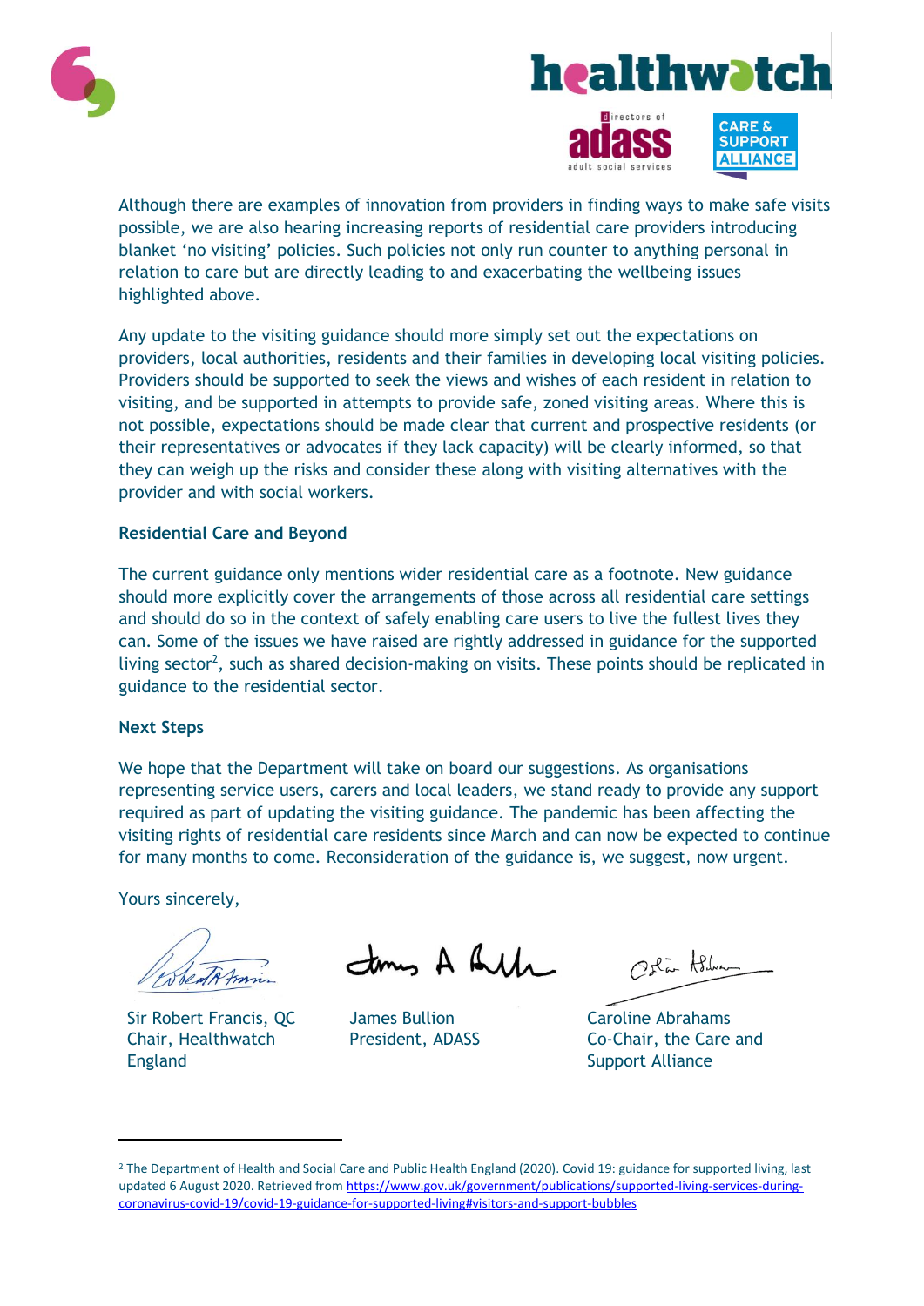Although there are examples of innovation from providers in finding ways to make safe visits possible, we are also hearing increasing reports of residential care providers introducing blanket 'no visiting' policies. Such policies not only run counter to anything personal in relation to care but are directly leading to and exacerbating the wellbeing issues highlighted above.

Any update to the visiting guidance should more simply set out the expectations on providers, local authorities, residents and their families in developing local visiting policies. Providers should be supported to seek the views and wishes of each resident in relation to visiting, and be supported in attempts to provide safe, zoned visiting areas. Where this is not possible, expectations should be made clear that current and prospective residents (or their representatives or advocates if they lack capacity) will be clearly informed, so that they can weigh up the risks and consider these along with visiting alternatives with the provider and with social workers.

**Residential Care and Beyond**

The current guidance only mentions wider residential care as a footnote. New guidance should more explicitly cover the arrangements of those across all residential care settings and should do so in the context of safely enabling care users to live the fullest lives they can. Some of the issues we have raised are rightly addressed in guidance for the supported living sector[2], such as shared decision-making on visits. These points should be replicated in guidance to the residential sector.

**Next Steps**

We hope that the Department will take on board our suggestions. As organisations representing service users, carers and local leaders, we stand ready to provide any support required as part of updating the visiting guidance. The pandemic has been affecting the visiting rights of residential care residents since March and can now be expected to continue for many months to come. Reconsideration of the guidance is, we suggest, now urgent.

Yours sincerely,

Sir Robert Francis, QC
Chair, Healthwatch England

James Bullion
President, ADASS

Caroline Abrahams
Co-Chair, the Care and Support Alliance

---

[2] The Department of Health and Social Care and Public Health England (2020). Covid 19: guidance for supported living, last updated 6 August 2020. Retrieved from https://www.gov.uk/government/publications/supported-living-services-during-coronavirus-covid-19/covid-19-guidance-for-supported-living#visitors-and-support-bubbles